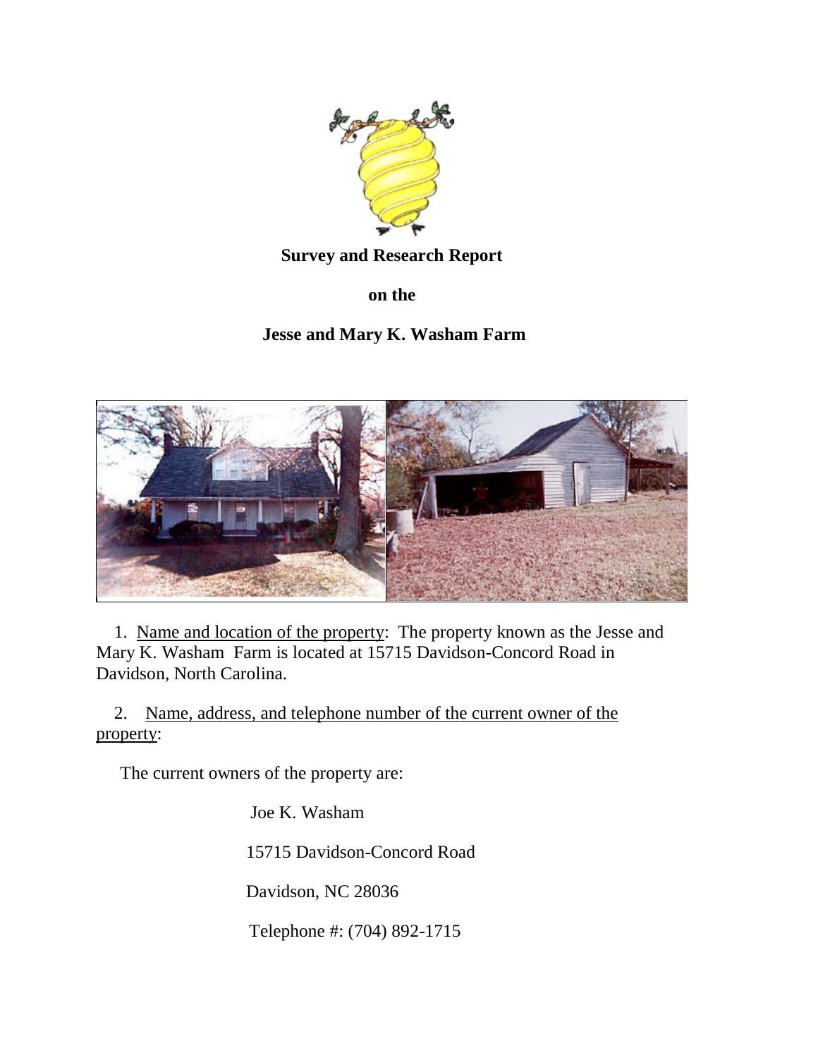**Survey and Research Report**

**on the**

**Jesse and Mary K. Washam Farm**

1. Name and location of the property: The property known as the Jesse and Mary K. Washam Farm is located at 15715 Davidson-Concord Road in Davidson, North Carolina.

2. Name, address, and telephone number of the current owner of the property:

The current owners of the property are:

Joe K. Washam

15715 Davidson-Concord Road

Davidson, NC 28036

Telephone #: (704) 892-1715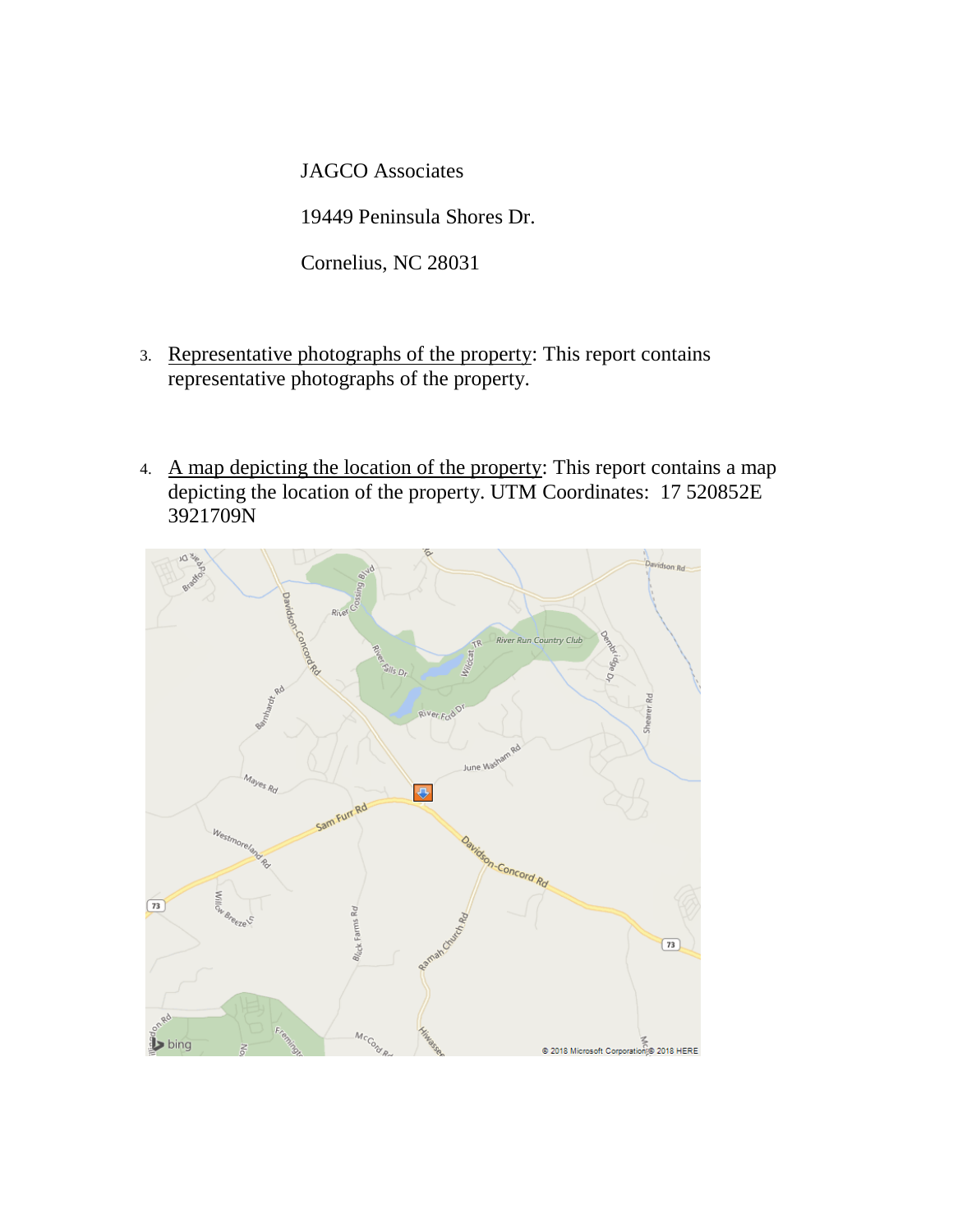JAGCO Associates

19449 Peninsula Shores Dr.

Cornelius, NC 28031

3. Representative photographs of the property: This report contains representative photographs of the property.

4. A map depicting the location of the property: This report contains a map depicting the location of the property. UTM Coordinates: 17 520852E 3921709N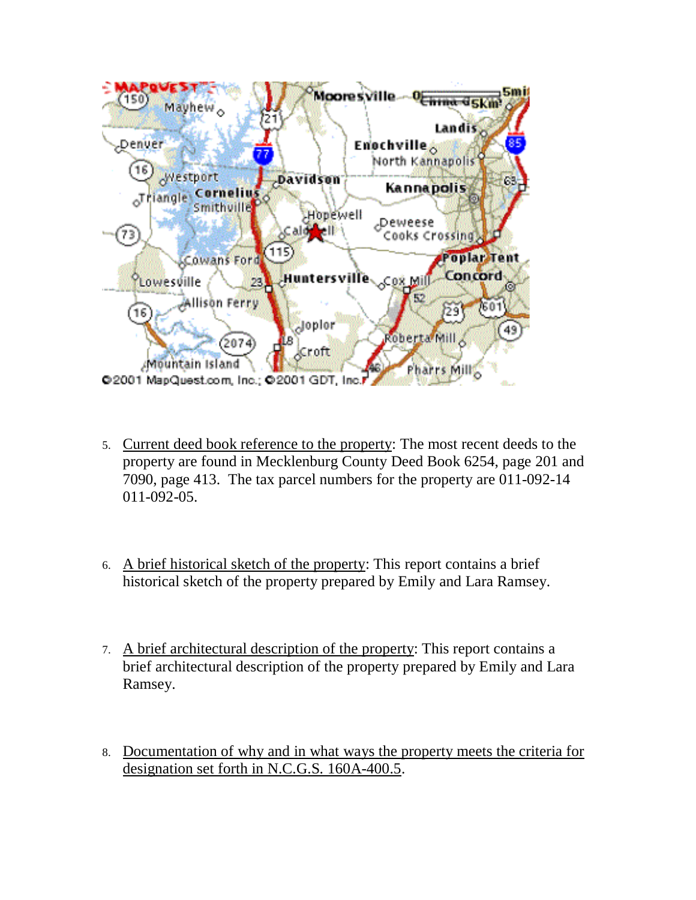5. Current deed book reference to the property: The most recent deeds to the property are found in Mecklenburg County Deed Book 6254, page 201 and 7090, page 413. The tax parcel numbers for the property are 011-092-14 011-092-05.

6. A brief historical sketch of the property: This report contains a brief historical sketch of the property prepared by Emily and Lara Ramsey.

7. A brief architectural description of the property: This report contains a brief architectural description of the property prepared by Emily and Lara Ramsey.

8. Documentation of why and in what ways the property meets the criteria for designation set forth in N.C.G.S. 160A-400.5.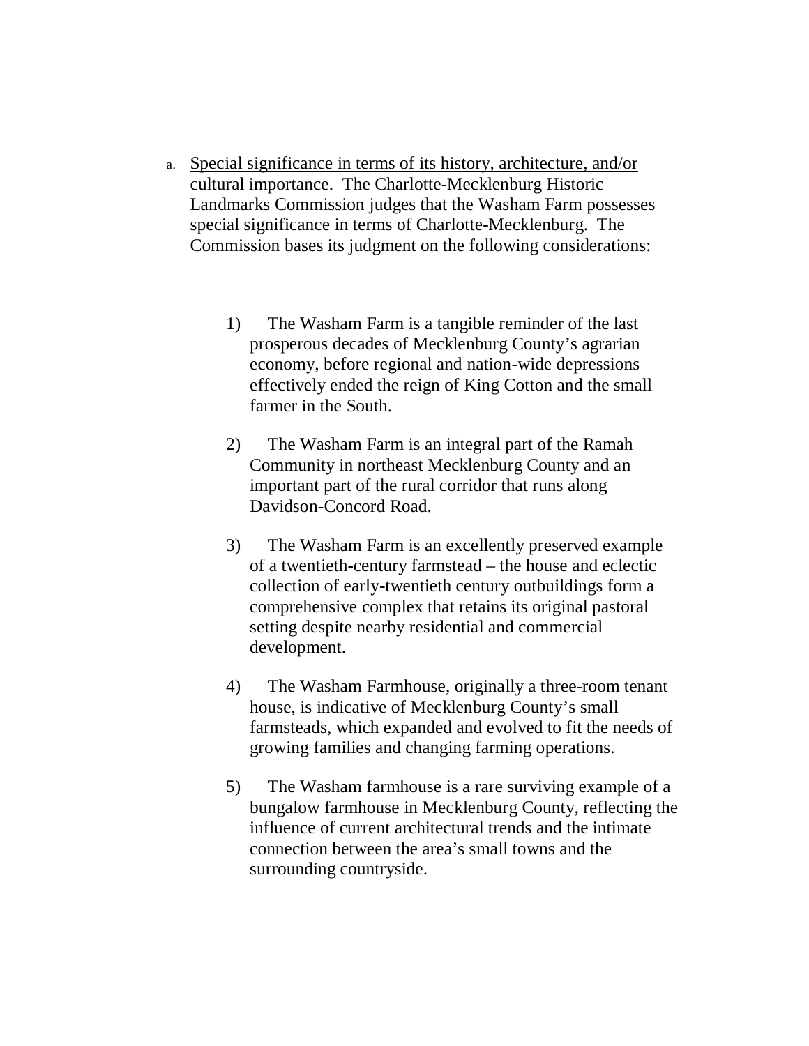a. <u>Special significance in terms of its history, architecture, and/or cultural importance</u>. The Charlotte-Mecklenburg Historic Landmarks Commission judges that the Washam Farm possesses special significance in terms of Charlotte-Mecklenburg. The Commission bases its judgment on the following considerations:

1) The Washam Farm is a tangible reminder of the last prosperous decades of Mecklenburg County's agrarian economy, before regional and nation-wide depressions effectively ended the reign of King Cotton and the small farmer in the South.

2) The Washam Farm is an integral part of the Ramah Community in northeast Mecklenburg County and an important part of the rural corridor that runs along Davidson-Concord Road.

3) The Washam Farm is an excellently preserved example of a twentieth-century farmstead – the house and eclectic collection of early-twentieth century outbuildings form a comprehensive complex that retains its original pastoral setting despite nearby residential and commercial development.

4) The Washam Farmhouse, originally a three-room tenant house, is indicative of Mecklenburg County's small farmsteads, which expanded and evolved to fit the needs of growing families and changing farming operations.

5) The Washam farmhouse is a rare surviving example of a bungalow farmhouse in Mecklenburg County, reflecting the influence of current architectural trends and the intimate connection between the area's small towns and the surrounding countryside.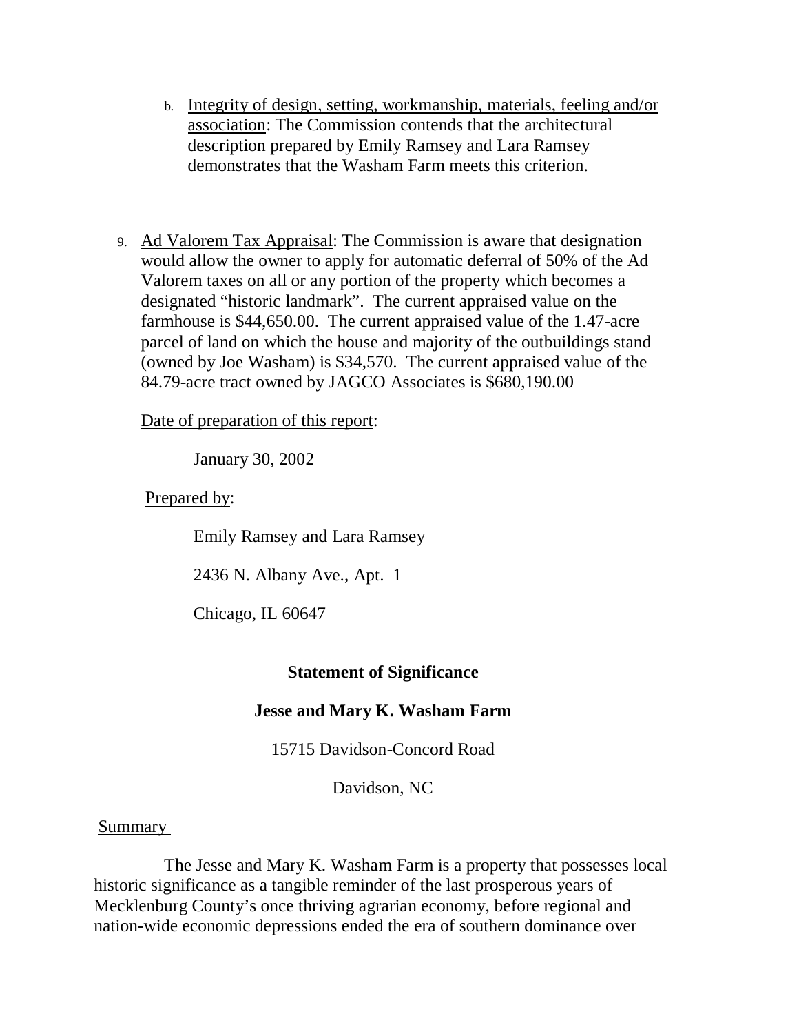b. Integrity of design, setting, workmanship, materials, feeling and/or association: The Commission contends that the architectural description prepared by Emily Ramsey and Lara Ramsey demonstrates that the Washam Farm meets this criterion.

9. Ad Valorem Tax Appraisal: The Commission is aware that designation would allow the owner to apply for automatic deferral of 50% of the Ad Valorem taxes on all or any portion of the property which becomes a designated "historic landmark". The current appraised value on the farmhouse is $44,650.00. The current appraised value of the 1.47-acre parcel of land on which the house and majority of the outbuildings stand (owned by Joe Washam) is $34,570. The current appraised value of the 84.79-acre tract owned by JAGCO Associates is $680,190.00

   Date of preparation of this report:

   January 30, 2002

   Prepared by:

   Emily Ramsey and Lara Ramsey

   2436 N. Albany Ave., Apt. 1

   Chicago, IL 60647

**Statement of Significance**

**Jesse and Mary K. Washam Farm**

15715 Davidson-Concord Road

Davidson, NC

Summary

The Jesse and Mary K. Washam Farm is a property that possesses local historic significance as a tangible reminder of the last prosperous years of Mecklenburg County's once thriving agrarian economy, before regional and nation-wide economic depressions ended the era of southern dominance over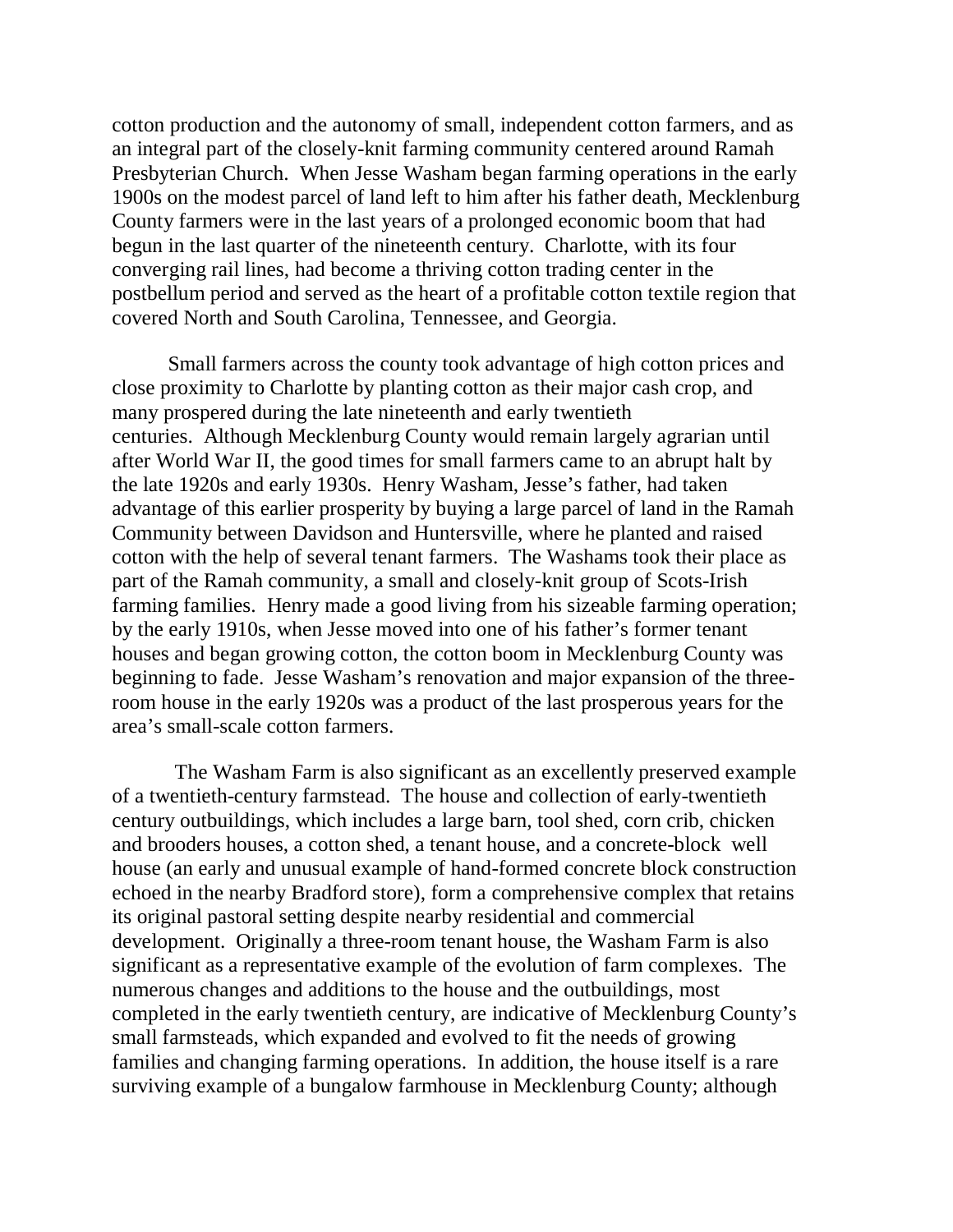cotton production and the autonomy of small, independent cotton farmers, and as an integral part of the closely-knit farming community centered around Ramah Presbyterian Church. When Jesse Washam began farming operations in the early 1900s on the modest parcel of land left to him after his father death, Mecklenburg County farmers were in the last years of a prolonged economic boom that had begun in the last quarter of the nineteenth century. Charlotte, with its four converging rail lines, had become a thriving cotton trading center in the postbellum period and served as the heart of a profitable cotton textile region that covered North and South Carolina, Tennessee, and Georgia.

Small farmers across the county took advantage of high cotton prices and close proximity to Charlotte by planting cotton as their major cash crop, and many prospered during the late nineteenth and early twentieth centuries. Although Mecklenburg County would remain largely agrarian until after World War II, the good times for small farmers came to an abrupt halt by the late 1920s and early 1930s. Henry Washam, Jesse's father, had taken advantage of this earlier prosperity by buying a large parcel of land in the Ramah Community between Davidson and Huntersville, where he planted and raised cotton with the help of several tenant farmers. The Washams took their place as part of the Ramah community, a small and closely-knit group of Scots-Irish farming families. Henry made a good living from his sizeable farming operation; by the early 1910s, when Jesse moved into one of his father's former tenant houses and began growing cotton, the cotton boom in Mecklenburg County was beginning to fade. Jesse Washam's renovation and major expansion of the three-room house in the early 1920s was a product of the last prosperous years for the area's small-scale cotton farmers.

The Washam Farm is also significant as an excellently preserved example of a twentieth-century farmstead. The house and collection of early-twentieth century outbuildings, which includes a large barn, tool shed, corn crib, chicken and brooders houses, a cotton shed, a tenant house, and a concrete-block well house (an early and unusual example of hand-formed concrete block construction echoed in the nearby Bradford store), form a comprehensive complex that retains its original pastoral setting despite nearby residential and commercial development. Originally a three-room tenant house, the Washam Farm is also significant as a representative example of the evolution of farm complexes. The numerous changes and additions to the house and the outbuildings, most completed in the early twentieth century, are indicative of Mecklenburg County's small farmsteads, which expanded and evolved to fit the needs of growing families and changing farming operations. In addition, the house itself is a rare surviving example of a bungalow farmhouse in Mecklenburg County; although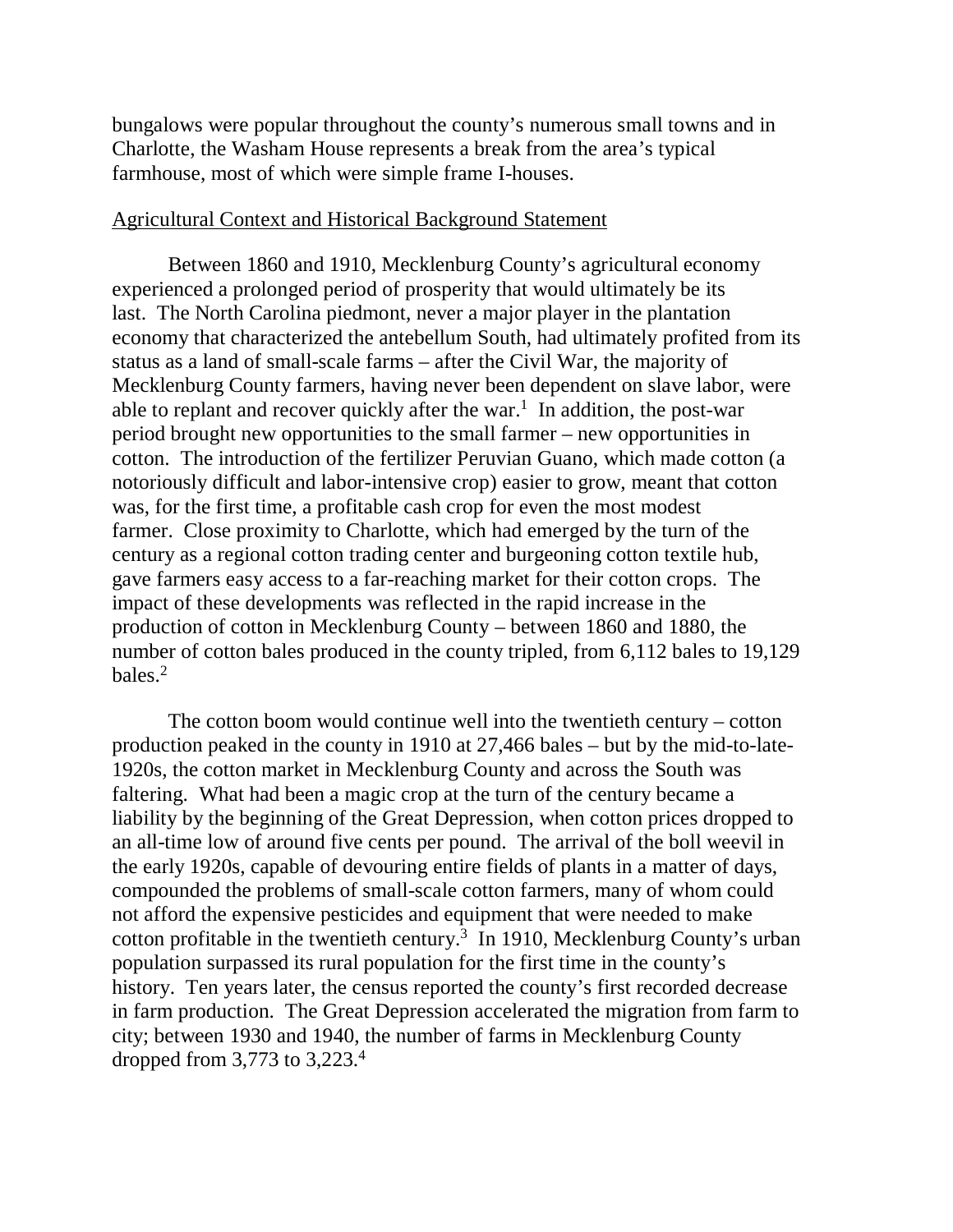bungalows were popular throughout the county's numerous small towns and in Charlotte, the Washam House represents a break from the area's typical farmhouse, most of which were simple frame I-houses.

Agricultural Context and Historical Background Statement

Between 1860 and 1910, Mecklenburg County's agricultural economy experienced a prolonged period of prosperity that would ultimately be its last. The North Carolina piedmont, never a major player in the plantation economy that characterized the antebellum South, had ultimately profited from its status as a land of small-scale farms – after the Civil War, the majority of Mecklenburg County farmers, having never been dependent on slave labor, were able to replant and recover quickly after the war.[1] In addition, the post-war period brought new opportunities to the small farmer – new opportunities in cotton. The introduction of the fertilizer Peruvian Guano, which made cotton (a notoriously difficult and labor-intensive crop) easier to grow, meant that cotton was, for the first time, a profitable cash crop for even the most modest farmer. Close proximity to Charlotte, which had emerged by the turn of the century as a regional cotton trading center and burgeoning cotton textile hub, gave farmers easy access to a far-reaching market for their cotton crops. The impact of these developments was reflected in the rapid increase in the production of cotton in Mecklenburg County – between 1860 and 1880, the number of cotton bales produced in the county tripled, from 6,112 bales to 19,129 bales.[2]

The cotton boom would continue well into the twentieth century – cotton production peaked in the county in 1910 at 27,466 bales – but by the mid-to-late-1920s, the cotton market in Mecklenburg County and across the South was faltering. What had been a magic crop at the turn of the century became a liability by the beginning of the Great Depression, when cotton prices dropped to an all-time low of around five cents per pound. The arrival of the boll weevil in the early 1920s, capable of devouring entire fields of plants in a matter of days, compounded the problems of small-scale cotton farmers, many of whom could not afford the expensive pesticides and equipment that were needed to make cotton profitable in the twentieth century.[3] In 1910, Mecklenburg County's urban population surpassed its rural population for the first time in the county's history. Ten years later, the census reported the county's first recorded decrease in farm production. The Great Depression accelerated the migration from farm to city; between 1930 and 1940, the number of farms in Mecklenburg County dropped from 3,773 to 3,223.[4]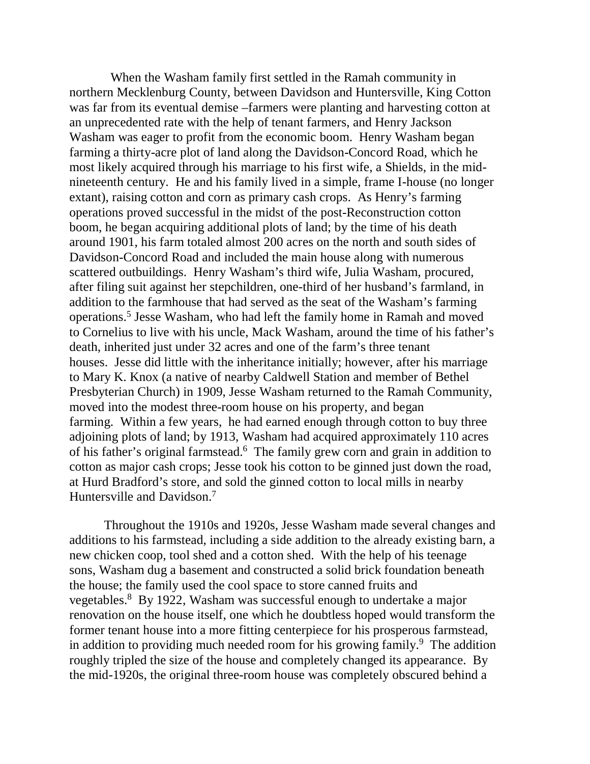When the Washam family first settled in the Ramah community in northern Mecklenburg County, between Davidson and Huntersville, King Cotton was far from its eventual demise –farmers were planting and harvesting cotton at an unprecedented rate with the help of tenant farmers, and Henry Jackson Washam was eager to profit from the economic boom. Henry Washam began farming a thirty-acre plot of land along the Davidson-Concord Road, which he most likely acquired through his marriage to his first wife, a Shields, in the mid-nineteenth century. He and his family lived in a simple, frame I-house (no longer extant), raising cotton and corn as primary cash crops. As Henry's farming operations proved successful in the midst of the post-Reconstruction cotton boom, he began acquiring additional plots of land; by the time of his death around 1901, his farm totaled almost 200 acres on the north and south sides of Davidson-Concord Road and included the main house along with numerous scattered outbuildings. Henry Washam's third wife, Julia Washam, procured, after filing suit against her stepchildren, one-third of her husband's farmland, in addition to the farmhouse that had served as the seat of the Washam's farming operations.[5] Jesse Washam, who had left the family home in Ramah and moved to Cornelius to live with his uncle, Mack Washam, around the time of his father's death, inherited just under 32 acres and one of the farm's three tenant houses. Jesse did little with the inheritance initially; however, after his marriage to Mary K. Knox (a native of nearby Caldwell Station and member of Bethel Presbyterian Church) in 1909, Jesse Washam returned to the Ramah Community, moved into the modest three-room house on his property, and began farming. Within a few years, he had earned enough through cotton to buy three adjoining plots of land; by 1913, Washam had acquired approximately 110 acres of his father's original farmstead.[6] The family grew corn and grain in addition to cotton as major cash crops; Jesse took his cotton to be ginned just down the road, at Hurd Bradford's store, and sold the ginned cotton to local mills in nearby Huntersville and Davidson.[7]

Throughout the 1910s and 1920s, Jesse Washam made several changes and additions to his farmstead, including a side addition to the already existing barn, a new chicken coop, tool shed and a cotton shed. With the help of his teenage sons, Washam dug a basement and constructed a solid brick foundation beneath the house; the family used the cool space to store canned fruits and vegetables.[8] By 1922, Washam was successful enough to undertake a major renovation on the house itself, one which he doubtless hoped would transform the former tenant house into a more fitting centerpiece for his prosperous farmstead, in addition to providing much needed room for his growing family.[9] The addition roughly tripled the size of the house and completely changed its appearance. By the mid-1920s, the original three-room house was completely obscured behind a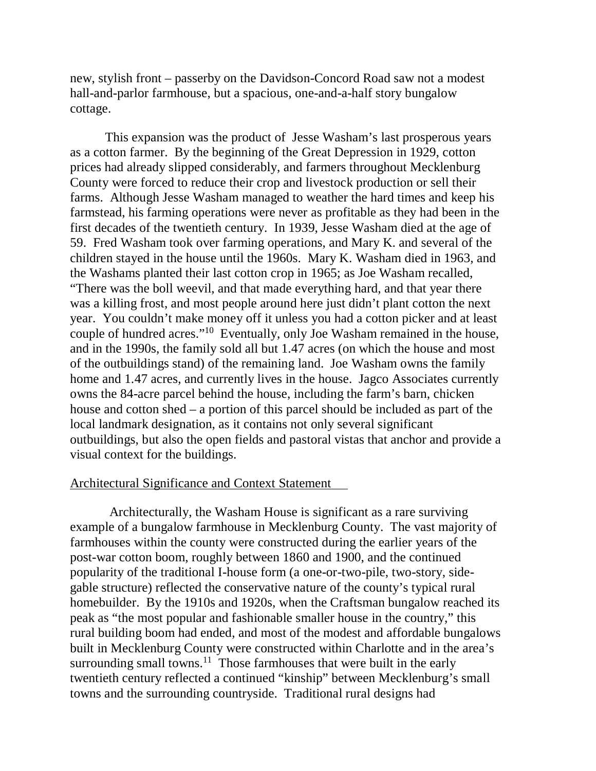new, stylish front – passerby on the Davidson-Concord Road saw not a modest hall-and-parlor farmhouse, but a spacious, one-and-a-half story bungalow cottage.

This expansion was the product of Jesse Washam's last prosperous years as a cotton farmer. By the beginning of the Great Depression in 1929, cotton prices had already slipped considerably, and farmers throughout Mecklenburg County were forced to reduce their crop and livestock production or sell their farms. Although Jesse Washam managed to weather the hard times and keep his farmstead, his farming operations were never as profitable as they had been in the first decades of the twentieth century. In 1939, Jesse Washam died at the age of 59. Fred Washam took over farming operations, and Mary K. and several of the children stayed in the house until the 1960s. Mary K. Washam died in 1963, and the Washams planted their last cotton crop in 1965; as Joe Washam recalled, "There was the boll weevil, and that made everything hard, and that year there was a killing frost, and most people around here just didn't plant cotton the next year. You couldn't make money off it unless you had a cotton picker and at least couple of hundred acres."[10] Eventually, only Joe Washam remained in the house, and in the 1990s, the family sold all but 1.47 acres (on which the house and most of the outbuildings stand) of the remaining land. Joe Washam owns the family home and 1.47 acres, and currently lives in the house. Jagco Associates currently owns the 84-acre parcel behind the house, including the farm's barn, chicken house and cotton shed – a portion of this parcel should be included as part of the local landmark designation, as it contains not only several significant outbuildings, but also the open fields and pastoral vistas that anchor and provide a visual context for the buildings.

## Architectural Significance and Context Statement

Architecturally, the Washam House is significant as a rare surviving example of a bungalow farmhouse in Mecklenburg County. The vast majority of farmhouses within the county were constructed during the earlier years of the post-war cotton boom, roughly between 1860 and 1900, and the continued popularity of the traditional I-house form (a one-or-two-pile, two-story, side-gable structure) reflected the conservative nature of the county's typical rural homebuilder. By the 1910s and 1920s, when the Craftsman bungalow reached its peak as "the most popular and fashionable smaller house in the country," this rural building boom had ended, and most of the modest and affordable bungalows built in Mecklenburg County were constructed within Charlotte and in the area's surrounding small towns.[11] Those farmhouses that were built in the early twentieth century reflected a continued "kinship" between Mecklenburg's small towns and the surrounding countryside. Traditional rural designs had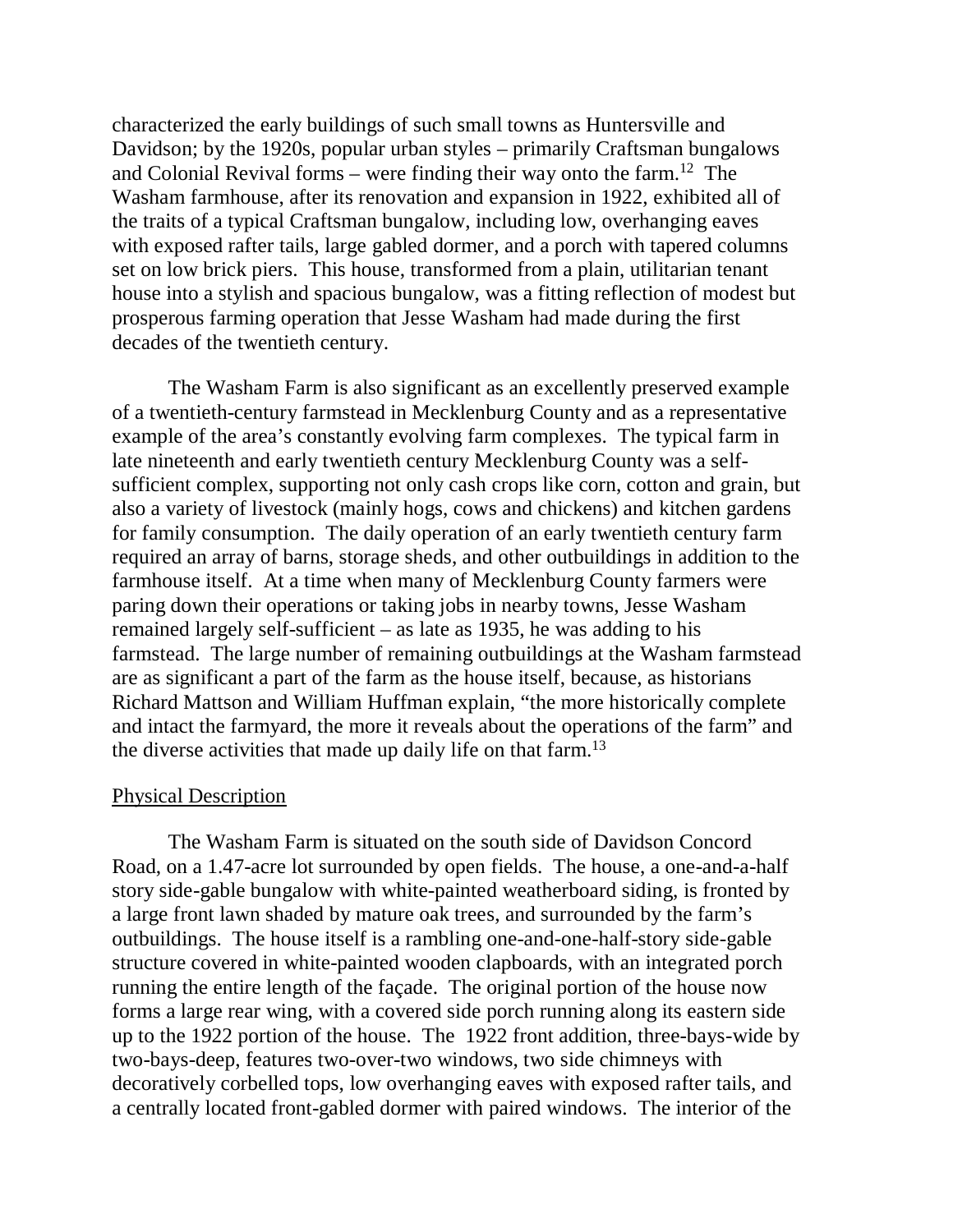characterized the early buildings of such small towns as Huntersville and Davidson; by the 1920s, popular urban styles – primarily Craftsman bungalows and Colonial Revival forms – were finding their way onto the farm.[12] The Washam farmhouse, after its renovation and expansion in 1922, exhibited all of the traits of a typical Craftsman bungalow, including low, overhanging eaves with exposed rafter tails, large gabled dormer, and a porch with tapered columns set on low brick piers. This house, transformed from a plain, utilitarian tenant house into a stylish and spacious bungalow, was a fitting reflection of modest but prosperous farming operation that Jesse Washam had made during the first decades of the twentieth century.

The Washam Farm is also significant as an excellently preserved example of a twentieth-century farmstead in Mecklenburg County and as a representative example of the area's constantly evolving farm complexes. The typical farm in late nineteenth and early twentieth century Mecklenburg County was a self-sufficient complex, supporting not only cash crops like corn, cotton and grain, but also a variety of livestock (mainly hogs, cows and chickens) and kitchen gardens for family consumption. The daily operation of an early twentieth century farm required an array of barns, storage sheds, and other outbuildings in addition to the farmhouse itself. At a time when many of Mecklenburg County farmers were paring down their operations or taking jobs in nearby towns, Jesse Washam remained largely self-sufficient – as late as 1935, he was adding to his farmstead. The large number of remaining outbuildings at the Washam farmstead are as significant a part of the farm as the house itself, because, as historians Richard Mattson and William Huffman explain, "the more historically complete and intact the farmyard, the more it reveals about the operations of the farm" and the diverse activities that made up daily life on that farm.[13]

<u>Physical Description</u>

The Washam Farm is situated on the south side of Davidson Concord Road, on a 1.47-acre lot surrounded by open fields. The house, a one-and-a-half story side-gable bungalow with white-painted weatherboard siding, is fronted by a large front lawn shaded by mature oak trees, and surrounded by the farm's outbuildings. The house itself is a rambling one-and-one-half-story side-gable structure covered in white-painted wooden clapboards, with an integrated porch running the entire length of the façade. The original portion of the house now forms a large rear wing, with a covered side porch running along its eastern side up to the 1922 portion of the house. The 1922 front addition, three-bays-wide by two-bays-deep, features two-over-two windows, two side chimneys with decoratively corbelled tops, low overhanging eaves with exposed rafter tails, and a centrally located front-gabled dormer with paired windows. The interior of the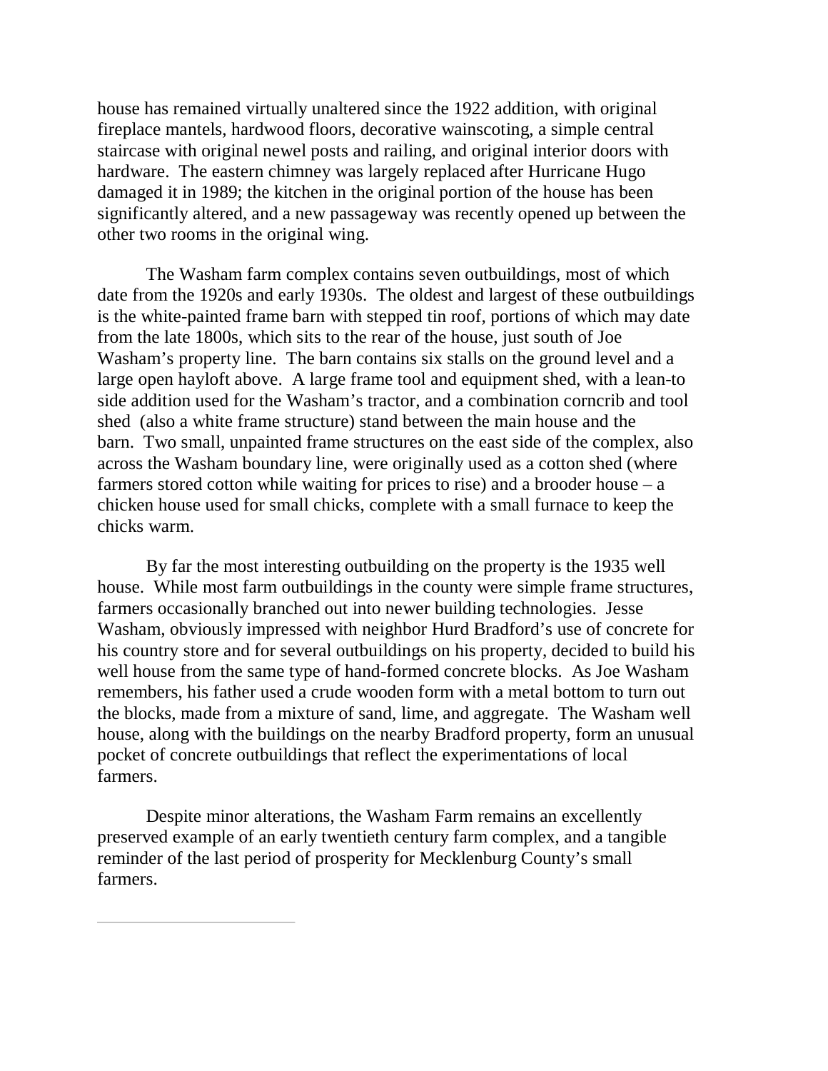house has remained virtually unaltered since the 1922 addition, with original fireplace mantels, hardwood floors, decorative wainscoting, a simple central staircase with original newel posts and railing, and original interior doors with hardware. The eastern chimney was largely replaced after Hurricane Hugo damaged it in 1989; the kitchen in the original portion of the house has been significantly altered, and a new passageway was recently opened up between the other two rooms in the original wing.

The Washam farm complex contains seven outbuildings, most of which date from the 1920s and early 1930s. The oldest and largest of these outbuildings is the white-painted frame barn with stepped tin roof, portions of which may date from the late 1800s, which sits to the rear of the house, just south of Joe Washam's property line. The barn contains six stalls on the ground level and a large open hayloft above. A large frame tool and equipment shed, with a lean-to side addition used for the Washam's tractor, and a combination corncrib and tool shed (also a white frame structure) stand between the main house and the barn. Two small, unpainted frame structures on the east side of the complex, also across the Washam boundary line, were originally used as a cotton shed (where farmers stored cotton while waiting for prices to rise) and a brooder house – a chicken house used for small chicks, complete with a small furnace to keep the chicks warm.

By far the most interesting outbuilding on the property is the 1935 well house. While most farm outbuildings in the county were simple frame structures, farmers occasionally branched out into newer building technologies. Jesse Washam, obviously impressed with neighbor Hurd Bradford's use of concrete for his country store and for several outbuildings on his property, decided to build his well house from the same type of hand-formed concrete blocks. As Joe Washam remembers, his father used a crude wooden form with a metal bottom to turn out the blocks, made from a mixture of sand, lime, and aggregate. The Washam well house, along with the buildings on the nearby Bradford property, form an unusual pocket of concrete outbuildings that reflect the experimentations of local farmers.

Despite minor alterations, the Washam Farm remains an excellently preserved example of an early twentieth century farm complex, and a tangible reminder of the last period of prosperity for Mecklenburg County's small farmers.

---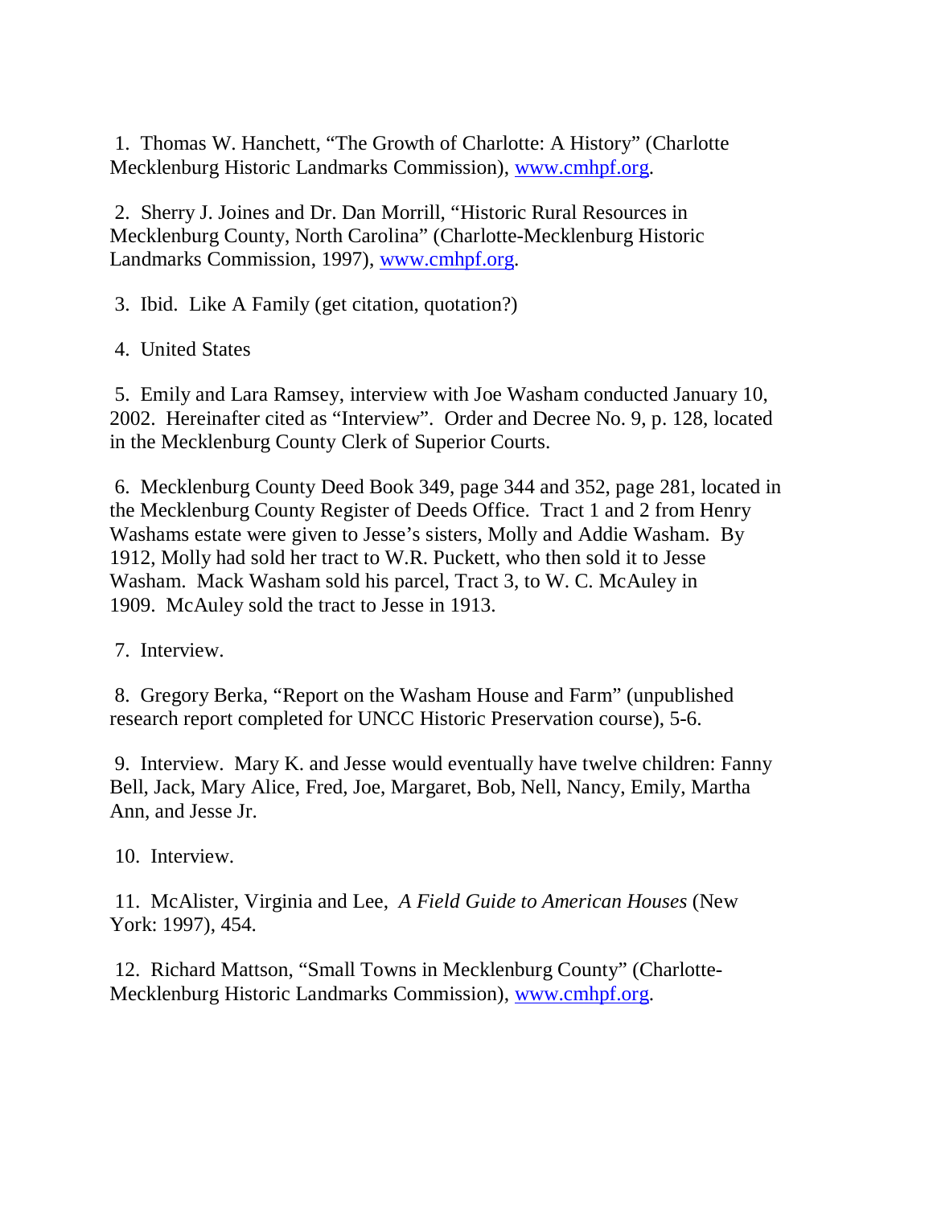1. Thomas W. Hanchett, "The Growth of Charlotte: A History" (Charlotte Mecklenburg Historic Landmarks Commission), www.cmhpf.org.

2. Sherry J. Joines and Dr. Dan Morrill, "Historic Rural Resources in Mecklenburg County, North Carolina" (Charlotte-Mecklenburg Historic Landmarks Commission, 1997), www.cmhpf.org.

3. Ibid. Like A Family (get citation, quotation?)

4. United States

5. Emily and Lara Ramsey, interview with Joe Washam conducted January 10, 2002. Hereinafter cited as "Interview". Order and Decree No. 9, p. 128, located in the Mecklenburg County Clerk of Superior Courts.

6. Mecklenburg County Deed Book 349, page 344 and 352, page 281, located in the Mecklenburg County Register of Deeds Office. Tract 1 and 2 from Henry Washams estate were given to Jesse's sisters, Molly and Addie Washam. By 1912, Molly had sold her tract to W.R. Puckett, who then sold it to Jesse Washam. Mack Washam sold his parcel, Tract 3, to W. C. McAuley in 1909. McAuley sold the tract to Jesse in 1913.

7. Interview.

8. Gregory Berka, "Report on the Washam House and Farm" (unpublished research report completed for UNCC Historic Preservation course), 5-6.

9. Interview. Mary K. and Jesse would eventually have twelve children: Fanny Bell, Jack, Mary Alice, Fred, Joe, Margaret, Bob, Nell, Nancy, Emily, Martha Ann, and Jesse Jr.

10. Interview.

11. McAlister, Virginia and Lee, *A Field Guide to American Houses* (New York: 1997), 454.

12. Richard Mattson, "Small Towns in Mecklenburg County" (Charlotte-Mecklenburg Historic Landmarks Commission), www.cmhpf.org.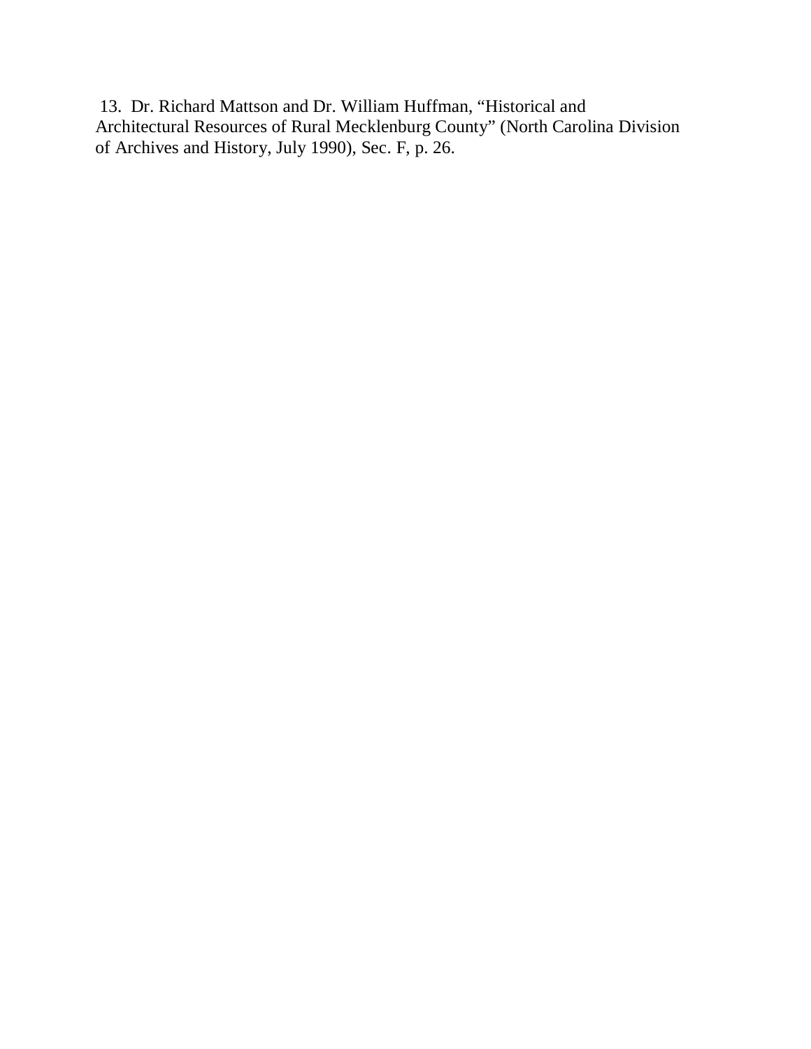13. Dr. Richard Mattson and Dr. William Huffman, “Historical and Architectural Resources of Rural Mecklenburg County” (North Carolina Division of Archives and History, July 1990), Sec. F, p. 26.